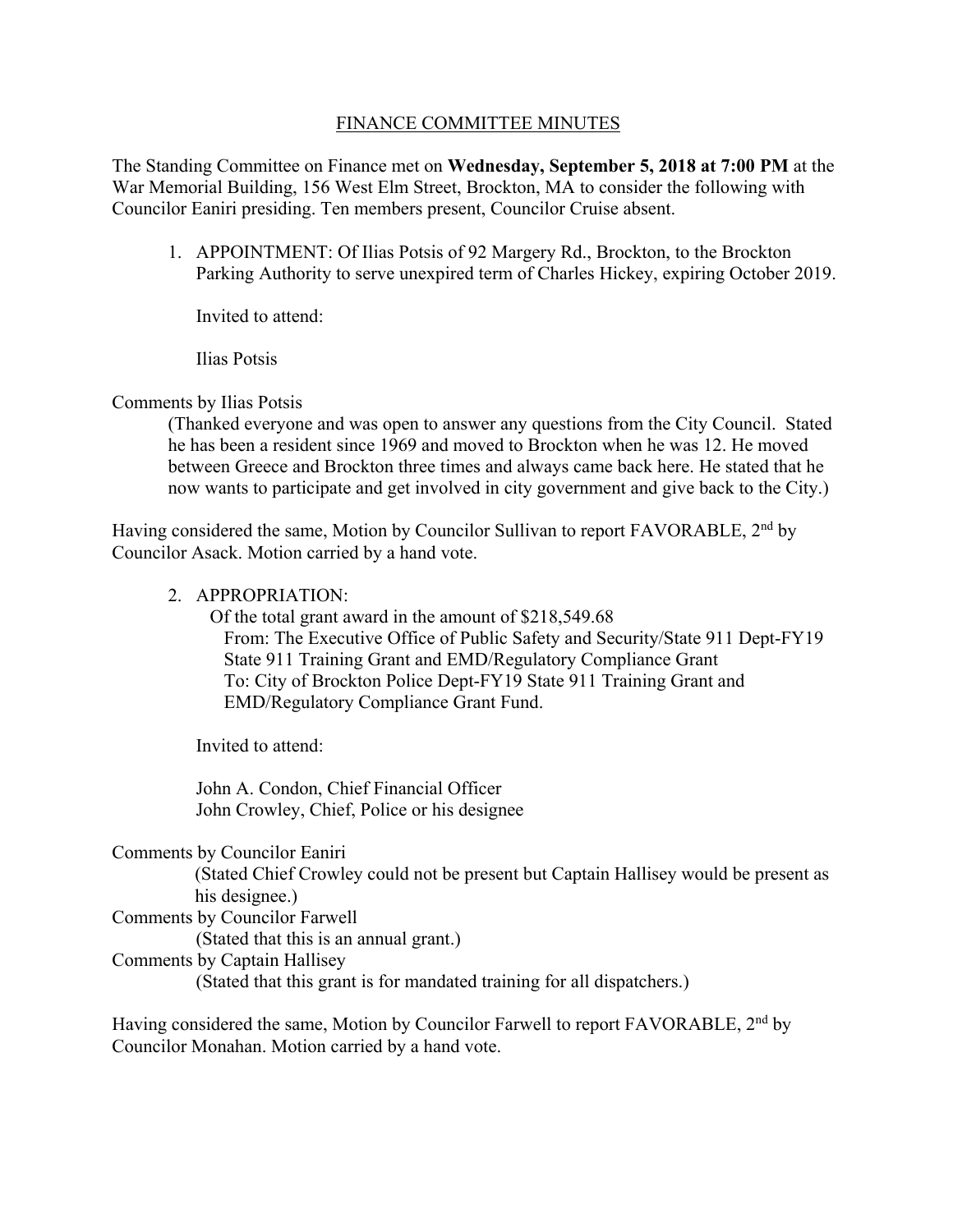# FINANCE COMMITTEE MINUTES

The Standing Committee on Finance met on **Wednesday, September 5, 2018 at 7:00 PM** at the War Memorial Building, 156 West Elm Street, Brockton, MA to consider the following with Councilor Eaniri presiding. Ten members present, Councilor Cruise absent.

1. APPOINTMENT: Of Ilias Potsis of 92 Margery Rd., Brockton, to the Brockton Parking Authority to serve unexpired term of Charles Hickey, expiring October 2019.

   Invited to attend:

   Ilias Potsis

Comments by Ilias Potsis

> (Thanked everyone and was open to answer any questions from the City Council. Stated he has been a resident since 1969 and moved to Brockton when he was 12. He moved between Greece and Brockton three times and always came back here. He stated that he now wants to participate and get involved in city government and give back to the City.)

Having considered the same, Motion by Councilor Sullivan to report FAVORABLE, 2nd by Councilor Asack. Motion carried by a hand vote.

2. APPROPRIATION:

   Of the total grant award in the amount of $218,549.68
   From: The Executive Office of Public Safety and Security/State 911 Dept-FY19 State 911 Training Grant and EMD/Regulatory Compliance Grant
   To: City of Brockton Police Dept-FY19 State 911 Training Grant and EMD/Regulatory Compliance Grant Fund.

   Invited to attend:

   John A. Condon, Chief Financial Officer
   John Crowley, Chief, Police or his designee

Comments by Councilor Eaniri

> (Stated Chief Crowley could not be present but Captain Hallisey would be present as his designee.)

Comments by Councilor Farwell

> (Stated that this is an annual grant.)

Comments by Captain Hallisey

> (Stated that this grant is for mandated training for all dispatchers.)

Having considered the same, Motion by Councilor Farwell to report FAVORABLE, 2nd by Councilor Monahan. Motion carried by a hand vote.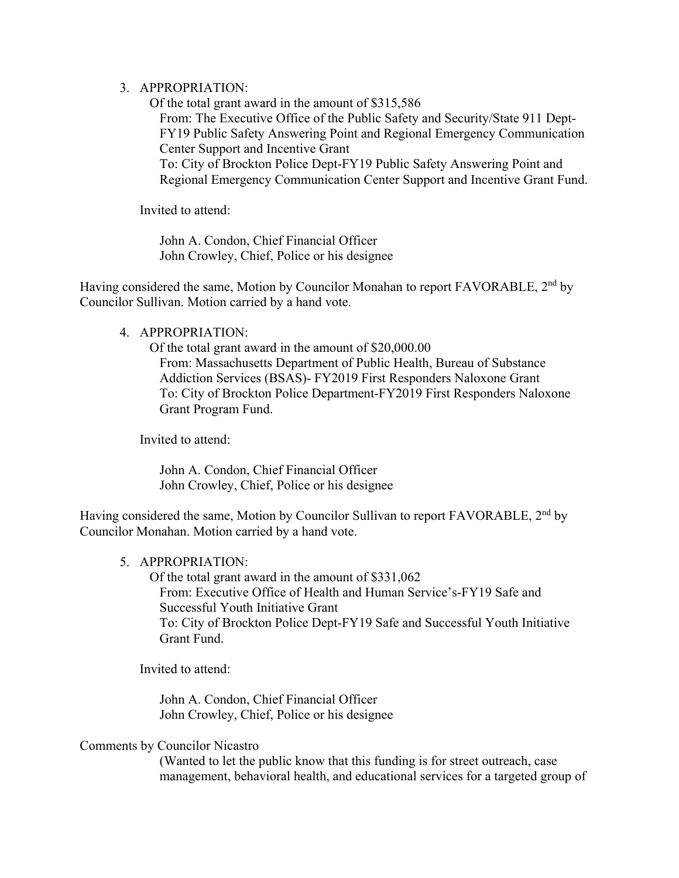3. APPROPRIATION:

   Of the total grant award in the amount of $315,586
   From: The Executive Office of the Public Safety and Security/State 911 Dept-FY19 Public Safety Answering Point and Regional Emergency Communication Center Support and Incentive Grant
   To: City of Brockton Police Dept-FY19 Public Safety Answering Point and Regional Emergency Communication Center Support and Incentive Grant Fund.

   Invited to attend:

   John A. Condon, Chief Financial Officer
   John Crowley, Chief, Police or his designee

Having considered the same, Motion by Councilor Monahan to report FAVORABLE, 2nd by Councilor Sullivan. Motion carried by a hand vote.

4. APPROPRIATION:

   Of the total grant award in the amount of $20,000.00
   From: Massachusetts Department of Public Health, Bureau of Substance Addiction Services (BSAS)- FY2019 First Responders Naloxone Grant
   To: City of Brockton Police Department-FY2019 First Responders Naloxone Grant Program Fund.

   Invited to attend:

   John A. Condon, Chief Financial Officer
   John Crowley, Chief, Police or his designee

Having considered the same, Motion by Councilor Sullivan to report FAVORABLE, 2nd by Councilor Monahan. Motion carried by a hand vote.

5. APPROPRIATION:

   Of the total grant award in the amount of $331,062
   From: Executive Office of Health and Human Service's-FY19 Safe and Successful Youth Initiative Grant
   To: City of Brockton Police Dept-FY19 Safe and Successful Youth Initiative Grant Fund.

   Invited to attend:

   John A. Condon, Chief Financial Officer
   John Crowley, Chief, Police or his designee

Comments by Councilor Nicastro

(Wanted to let the public know that this funding is for street outreach, case management, behavioral health, and educational services for a targeted group of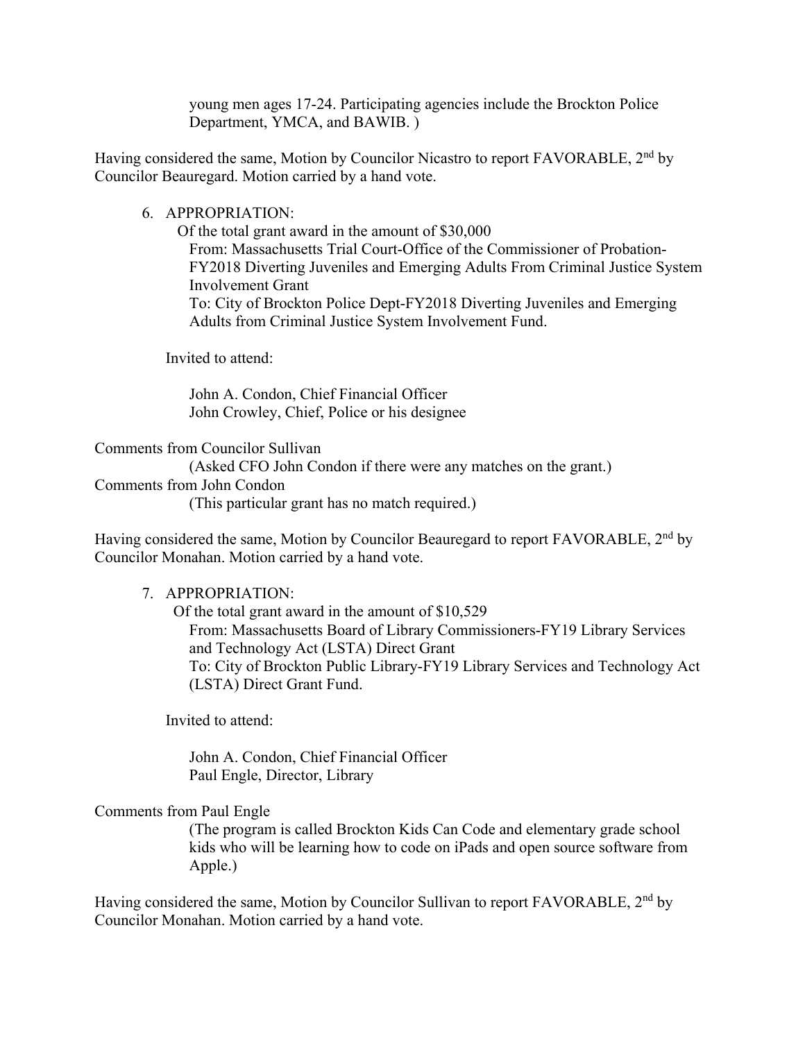young men ages 17-24. Participating agencies include the Brockton Police Department, YMCA, and BAWIB. )

Having considered the same, Motion by Councilor Nicastro to report FAVORABLE, 2nd by Councilor Beauregard. Motion carried by a hand vote.

6. APPROPRIATION:

   Of the total grant award in the amount of $30,000
   From: Massachusetts Trial Court-Office of the Commissioner of Probation-FY2018 Diverting Juveniles and Emerging Adults From Criminal Justice System Involvement Grant
   To: City of Brockton Police Dept-FY2018 Diverting Juveniles and Emerging Adults from Criminal Justice System Involvement Fund.

   Invited to attend:

   John A. Condon, Chief Financial Officer
   John Crowley, Chief, Police or his designee

Comments from Councilor Sullivan
(Asked CFO John Condon if there were any matches on the grant.)
Comments from John Condon
(This particular grant has no match required.)

Having considered the same, Motion by Councilor Beauregard to report FAVORABLE, 2nd by Councilor Monahan. Motion carried by a hand vote.

7. APPROPRIATION:

   Of the total grant award in the amount of $10,529
   From: Massachusetts Board of Library Commissioners-FY19 Library Services and Technology Act (LSTA) Direct Grant
   To: City of Brockton Public Library-FY19 Library Services and Technology Act (LSTA) Direct Grant Fund.

   Invited to attend:

   John A. Condon, Chief Financial Officer
   Paul Engle, Director, Library

Comments from Paul Engle
(The program is called Brockton Kids Can Code and elementary grade school kids who will be learning how to code on iPads and open source software from Apple.)

Having considered the same, Motion by Councilor Sullivan to report FAVORABLE, 2nd by Councilor Monahan. Motion carried by a hand vote.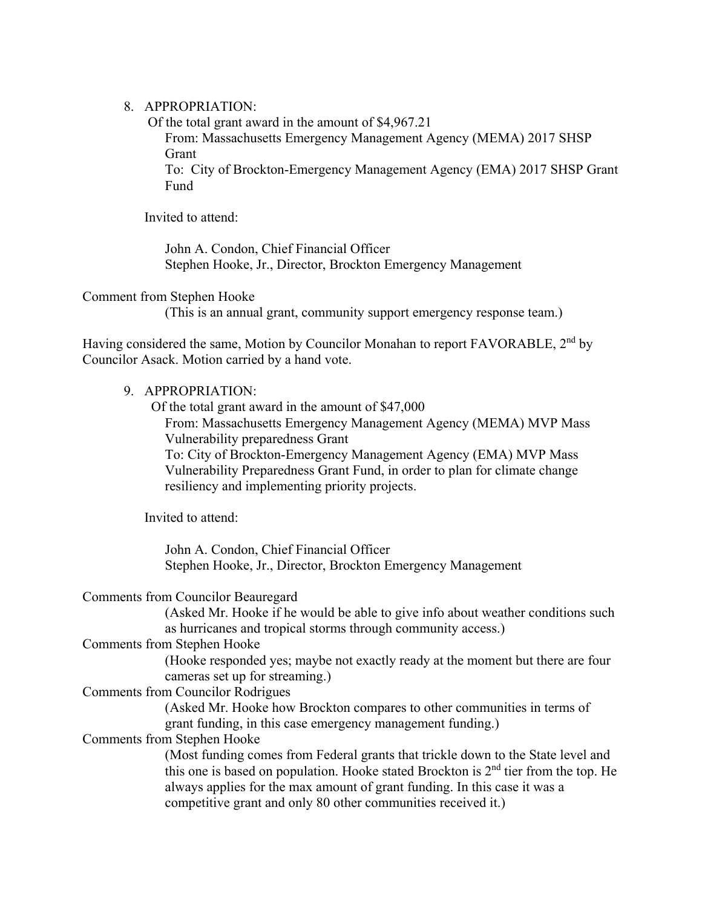8. APPROPRIATION:

   Of the total grant award in the amount of $4,967.21

   From: Massachusetts Emergency Management Agency (MEMA) 2017 SHSP Grant

   To: City of Brockton-Emergency Management Agency (EMA) 2017 SHSP Grant Fund

   Invited to attend:

   John A. Condon, Chief Financial Officer
   Stephen Hooke, Jr., Director, Brockton Emergency Management

Comment from Stephen Hooke

(This is an annual grant, community support emergency response team.)

Having considered the same, Motion by Councilor Monahan to report FAVORABLE, 2nd by Councilor Asack. Motion carried by a hand vote.

9. APPROPRIATION:

   Of the total grant award in the amount of $47,000

   From: Massachusetts Emergency Management Agency (MEMA) MVP Mass Vulnerability preparedness Grant

   To: City of Brockton-Emergency Management Agency (EMA) MVP Mass Vulnerability Preparedness Grant Fund, in order to plan for climate change resiliency and implementing priority projects.

   Invited to attend:

   John A. Condon, Chief Financial Officer
   Stephen Hooke, Jr., Director, Brockton Emergency Management

Comments from Councilor Beauregard

(Asked Mr. Hooke if he would be able to give info about weather conditions such as hurricanes and tropical storms through community access.)

Comments from Stephen Hooke

(Hooke responded yes; maybe not exactly ready at the moment but there are four cameras set up for streaming.)

Comments from Councilor Rodrigues

(Asked Mr. Hooke how Brockton compares to other communities in terms of grant funding, in this case emergency management funding.)

Comments from Stephen Hooke

(Most funding comes from Federal grants that trickle down to the State level and this one is based on population. Hooke stated Brockton is 2nd tier from the top. He always applies for the max amount of grant funding. In this case it was a competitive grant and only 80 other communities received it.)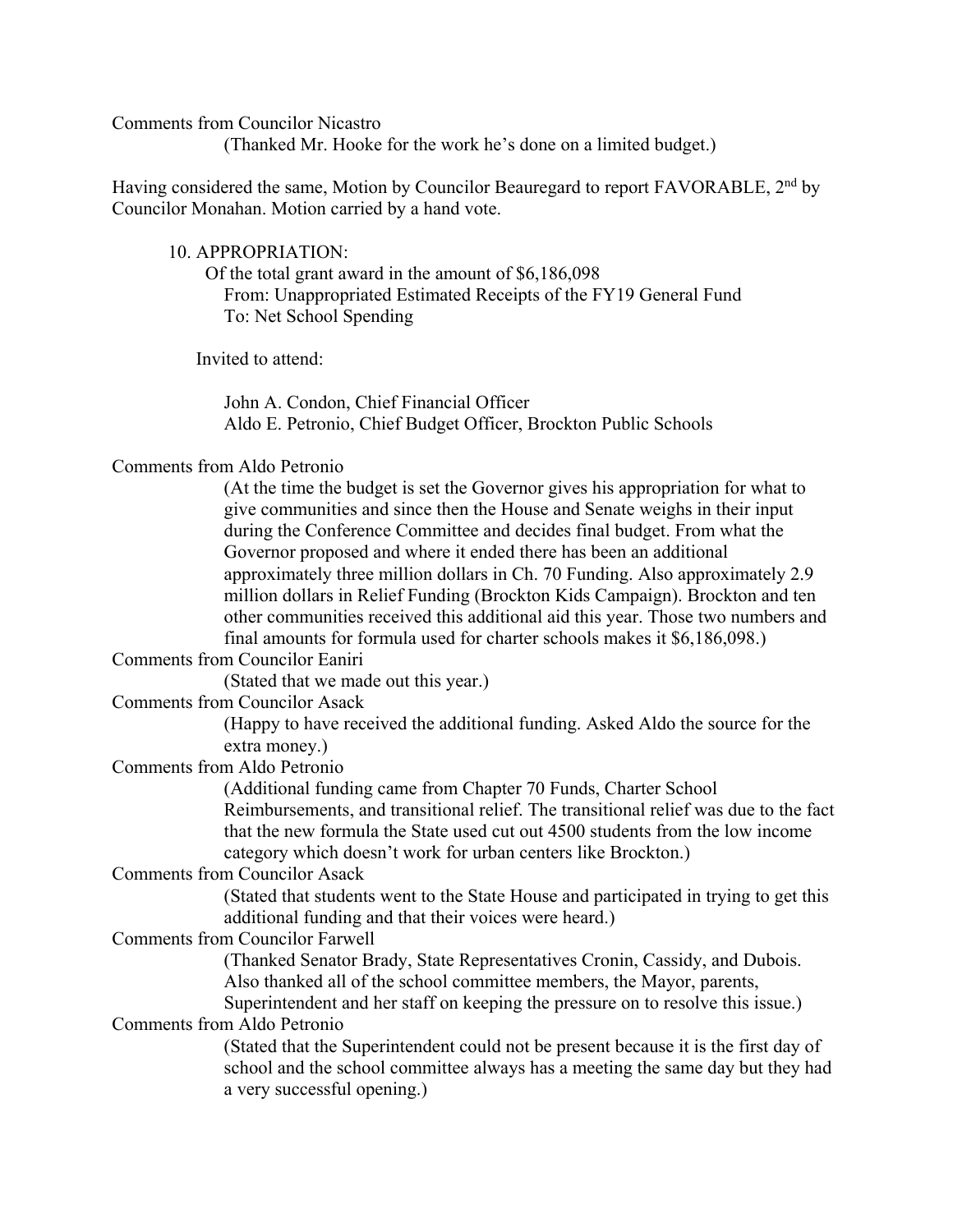Comments from Councilor Nicastro

(Thanked Mr. Hooke for the work he's done on a limited budget.)

Having considered the same, Motion by Councilor Beauregard to report FAVORABLE, 2nd by Councilor Monahan. Motion carried by a hand vote.

10. APPROPRIATION:

Of the total grant award in the amount of $6,186,098
From: Unappropriated Estimated Receipts of the FY19 General Fund
To: Net School Spending

Invited to attend:

John A. Condon, Chief Financial Officer
Aldo E. Petronio, Chief Budget Officer, Brockton Public Schools

Comments from Aldo Petronio

(At the time the budget is set the Governor gives his appropriation for what to give communities and since then the House and Senate weighs in their input during the Conference Committee and decides final budget. From what the Governor proposed and where it ended there has been an additional approximately three million dollars in Ch. 70 Funding. Also approximately 2.9 million dollars in Relief Funding (Brockton Kids Campaign). Brockton and ten other communities received this additional aid this year. Those two numbers and final amounts for formula used for charter schools makes it $6,186,098.)

Comments from Councilor Eaniri

(Stated that we made out this year.)

Comments from Councilor Asack

(Happy to have received the additional funding. Asked Aldo the source for the extra money.)

Comments from Aldo Petronio

(Additional funding came from Chapter 70 Funds, Charter School Reimbursements, and transitional relief. The transitional relief was due to the fact that the new formula the State used cut out 4500 students from the low income category which doesn't work for urban centers like Brockton.)

Comments from Councilor Asack

(Stated that students went to the State House and participated in trying to get this additional funding and that their voices were heard.)

Comments from Councilor Farwell

(Thanked Senator Brady, State Representatives Cronin, Cassidy, and Dubois. Also thanked all of the school committee members, the Mayor, parents, Superintendent and her staff on keeping the pressure on to resolve this issue.)

Comments from Aldo Petronio

(Stated that the Superintendent could not be present because it is the first day of school and the school committee always has a meeting the same day but they had a very successful opening.)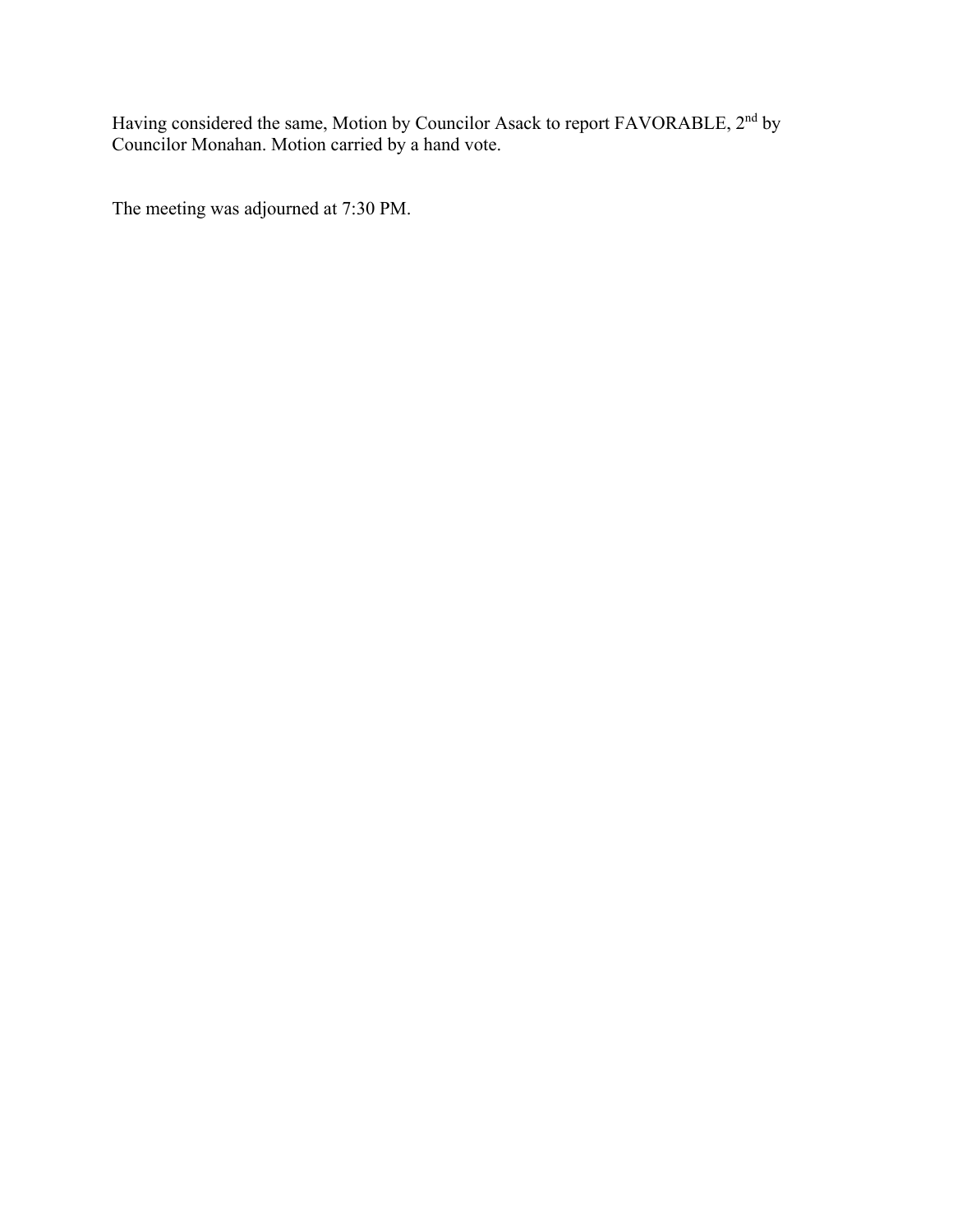Having considered the same, Motion by Councilor Asack to report FAVORABLE, 2nd by Councilor Monahan. Motion carried by a hand vote.

The meeting was adjourned at 7:30 PM.